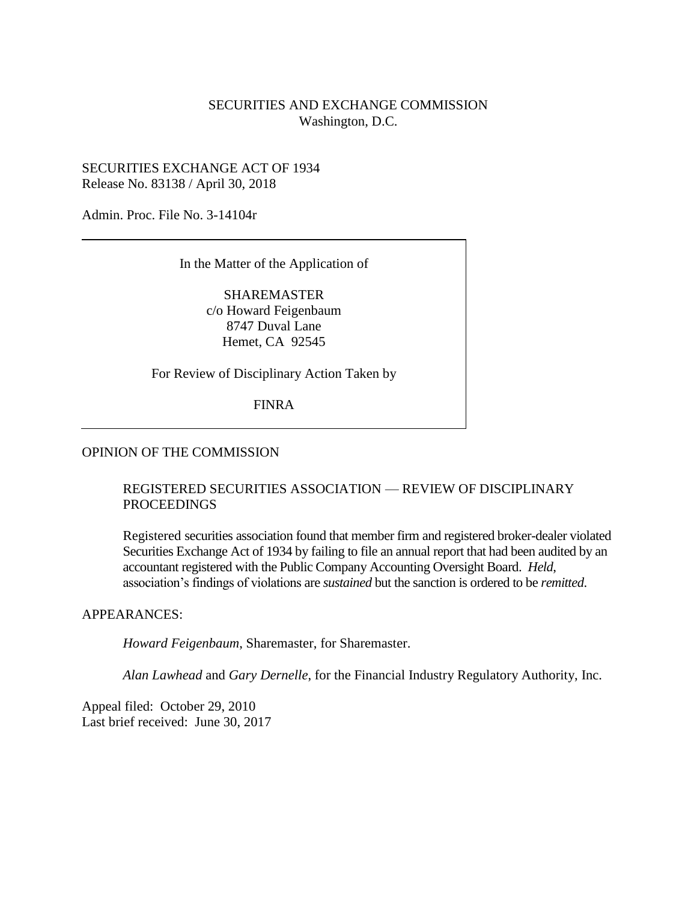SECURITIES AND EXCHANGE COMMISSION
Washington, D.C.

SECURITIES EXCHANGE ACT OF 1934
Release No. 83138 / April 30, 2018

Admin. Proc. File No. 3-14104r

---

In the Matter of the Application of

SHAREMASTER
c/o Howard Feigenbaum
8747 Duval Lane
Hemet, CA 92545

For Review of Disciplinary Action Taken by

FINRA

---

OPINION OF THE COMMISSION

REGISTERED SECURITIES ASSOCIATION — REVIEW OF DISCIPLINARY PROCEEDINGS

Registered securities association found that member firm and registered broker-dealer violated Securities Exchange Act of 1934 by failing to file an annual report that had been audited by an accountant registered with the Public Company Accounting Oversight Board. *Held*, association's findings of violations are *sustained* but the sanction is ordered to be *remitted*.

APPEARANCES:

*Howard Feigenbaum*, Sharemaster, for Sharemaster.

*Alan Lawhead* and *Gary Dernelle*, for the Financial Industry Regulatory Authority, Inc.

Appeal filed: October 29, 2010
Last brief received: June 30, 2017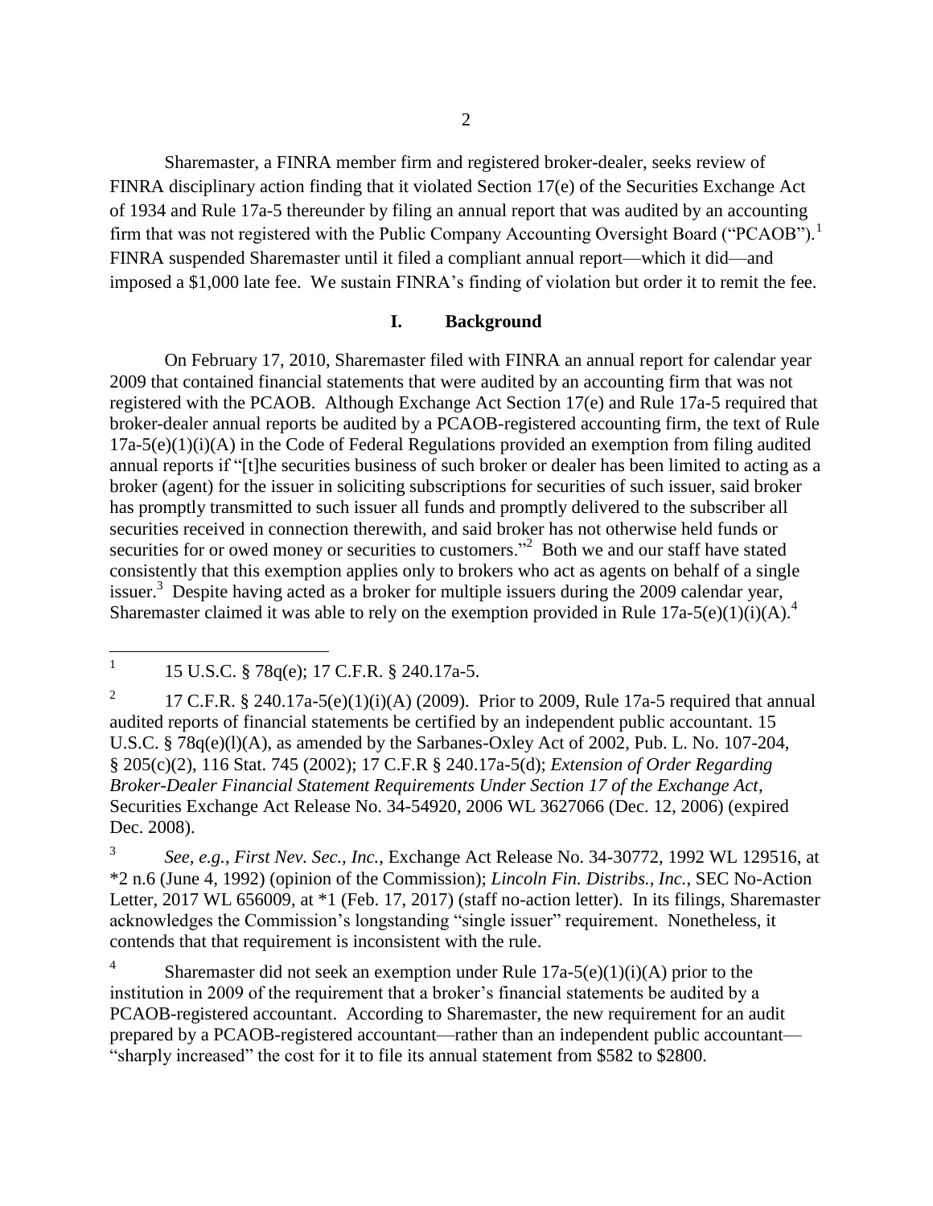Sharemaster, a FINRA member firm and registered broker-dealer, seeks review of FINRA disciplinary action finding that it violated Section 17(e) of the Securities Exchange Act of 1934 and Rule 17a-5 thereunder by filing an annual report that was audited by an accounting firm that was not registered with the Public Company Accounting Oversight Board ("PCAOB").[1] FINRA suspended Sharemaster until it filed a compliant annual report—which it did—and imposed a $1,000 late fee. We sustain FINRA's finding of violation but order it to remit the fee.

## I. Background

On February 17, 2010, Sharemaster filed with FINRA an annual report for calendar year 2009 that contained financial statements that were audited by an accounting firm that was not registered with the PCAOB. Although Exchange Act Section 17(e) and Rule 17a-5 required that broker-dealer annual reports be audited by a PCAOB-registered accounting firm, the text of Rule 17a-5(e)(1)(i)(A) in the Code of Federal Regulations provided an exemption from filing audited annual reports if "[t]he securities business of such broker or dealer has been limited to acting as a broker (agent) for the issuer in soliciting subscriptions for securities of such issuer, said broker has promptly transmitted to such issuer all funds and promptly delivered to the subscriber all securities received in connection therewith, and said broker has not otherwise held funds or securities for or owed money or securities to customers."[2] Both we and our staff have stated consistently that this exemption applies only to brokers who act as agents on behalf of a single issuer.[3] Despite having acted as a broker for multiple issuers during the 2009 calendar year, Sharemaster claimed it was able to rely on the exemption provided in Rule 17a-5(e)(1)(i)(A).[4]

---

[1] 15 U.S.C. § 78q(e); 17 C.F.R. § 240.17a-5.

[2] 17 C.F.R. § 240.17a-5(e)(1)(i)(A) (2009). Prior to 2009, Rule 17a-5 required that annual audited reports of financial statements be certified by an independent public accountant. 15 U.S.C. § 78q(e)(l)(A), as amended by the Sarbanes-Oxley Act of 2002, Pub. L. No. 107-204, § 205(c)(2), 116 Stat. 745 (2002); 17 C.F.R § 240.17a-5(d); *Extension of Order Regarding Broker-Dealer Financial Statement Requirements Under Section 17 of the Exchange Act*, Securities Exchange Act Release No. 34-54920, 2006 WL 3627066 (Dec. 12, 2006) (expired Dec. 2008).

[3] *See, e.g.*, *First Nev. Sec., Inc.*, Exchange Act Release No. 34-30772, 1992 WL 129516, at \*2 n.6 (June 4, 1992) (opinion of the Commission); *Lincoln Fin. Distribs., Inc.*, SEC No-Action Letter, 2017 WL 656009, at \*1 (Feb. 17, 2017) (staff no-action letter). In its filings, Sharemaster acknowledges the Commission's longstanding "single issuer" requirement. Nonetheless, it contends that that requirement is inconsistent with the rule.

[4] Sharemaster did not seek an exemption under Rule 17a-5(e)(1)(i)(A) prior to the institution in 2009 of the requirement that a broker's financial statements be audited by a PCAOB-registered accountant. According to Sharemaster, the new requirement for an audit prepared by a PCAOB-registered accountant—rather than an independent public accountant—"sharply increased" the cost for it to file its annual statement from $582 to $2800.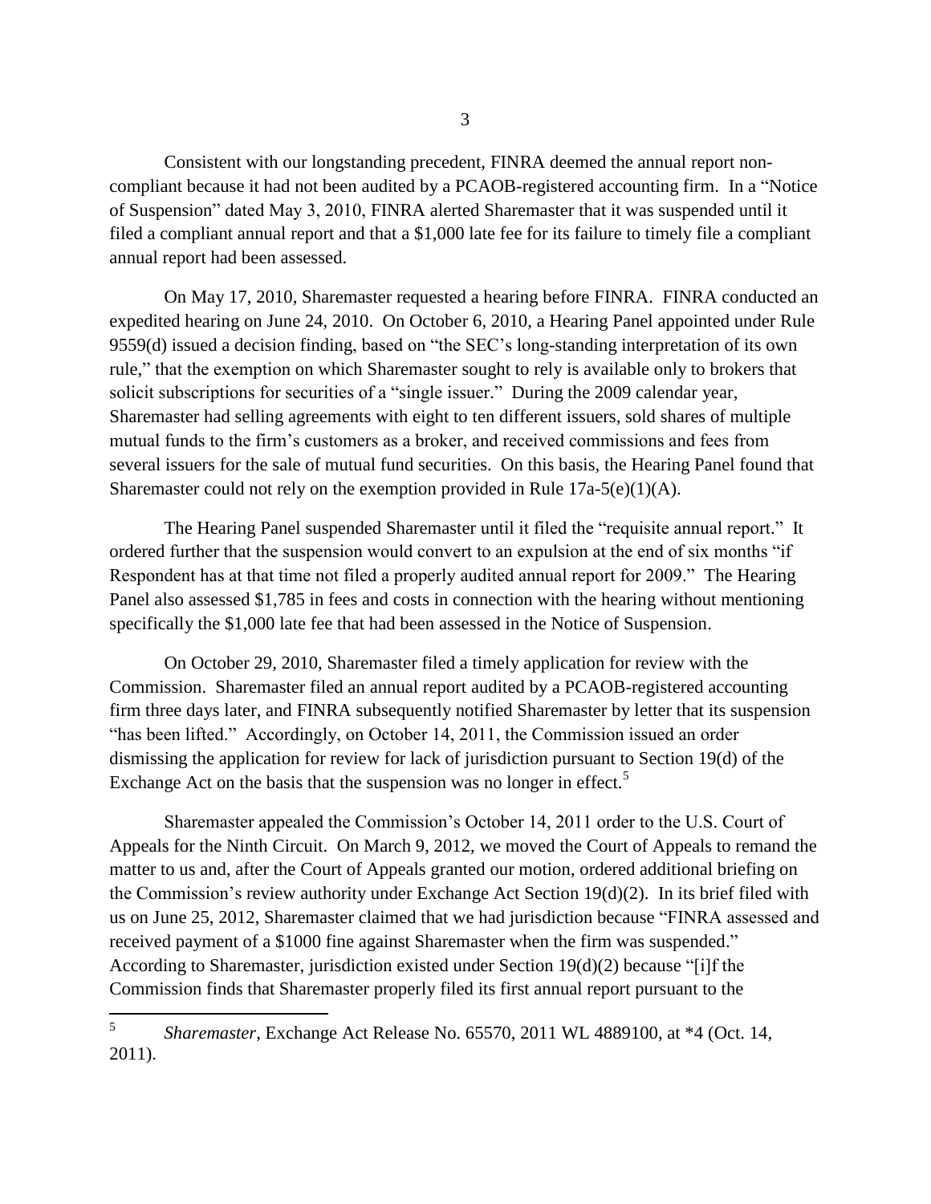Consistent with our longstanding precedent, FINRA deemed the annual report non-compliant because it had not been audited by a PCAOB-registered accounting firm. In a "Notice of Suspension" dated May 3, 2010, FINRA alerted Sharemaster that it was suspended until it filed a compliant annual report and that a $1,000 late fee for its failure to timely file a compliant annual report had been assessed.

On May 17, 2010, Sharemaster requested a hearing before FINRA. FINRA conducted an expedited hearing on June 24, 2010. On October 6, 2010, a Hearing Panel appointed under Rule 9559(d) issued a decision finding, based on "the SEC's long-standing interpretation of its own rule," that the exemption on which Sharemaster sought to rely is available only to brokers that solicit subscriptions for securities of a "single issuer." During the 2009 calendar year, Sharemaster had selling agreements with eight to ten different issuers, sold shares of multiple mutual funds to the firm's customers as a broker, and received commissions and fees from several issuers for the sale of mutual fund securities. On this basis, the Hearing Panel found that Sharemaster could not rely on the exemption provided in Rule 17a-5(e)(1)(A).

The Hearing Panel suspended Sharemaster until it filed the "requisite annual report." It ordered further that the suspension would convert to an expulsion at the end of six months "if Respondent has at that time not filed a properly audited annual report for 2009." The Hearing Panel also assessed $1,785 in fees and costs in connection with the hearing without mentioning specifically the $1,000 late fee that had been assessed in the Notice of Suspension.

On October 29, 2010, Sharemaster filed a timely application for review with the Commission. Sharemaster filed an annual report audited by a PCAOB-registered accounting firm three days later, and FINRA subsequently notified Sharemaster by letter that its suspension "has been lifted." Accordingly, on October 14, 2011, the Commission issued an order dismissing the application for review for lack of jurisdiction pursuant to Section 19(d) of the Exchange Act on the basis that the suspension was no longer in effect.[5]

Sharemaster appealed the Commission's October 14, 2011 order to the U.S. Court of Appeals for the Ninth Circuit. On March 9, 2012, we moved the Court of Appeals to remand the matter to us and, after the Court of Appeals granted our motion, ordered additional briefing on the Commission's review authority under Exchange Act Section 19(d)(2). In its brief filed with us on June 25, 2012, Sharemaster claimed that we had jurisdiction because "FINRA assessed and received payment of a $1000 fine against Sharemaster when the firm was suspended." According to Sharemaster, jurisdiction existed under Section 19(d)(2) because "[i]f the Commission finds that Sharemaster properly filed its first annual report pursuant to the

[5] *Sharemaster*, Exchange Act Release No. 65570, 2011 WL 4889100, at *4 (Oct. 14, 2011).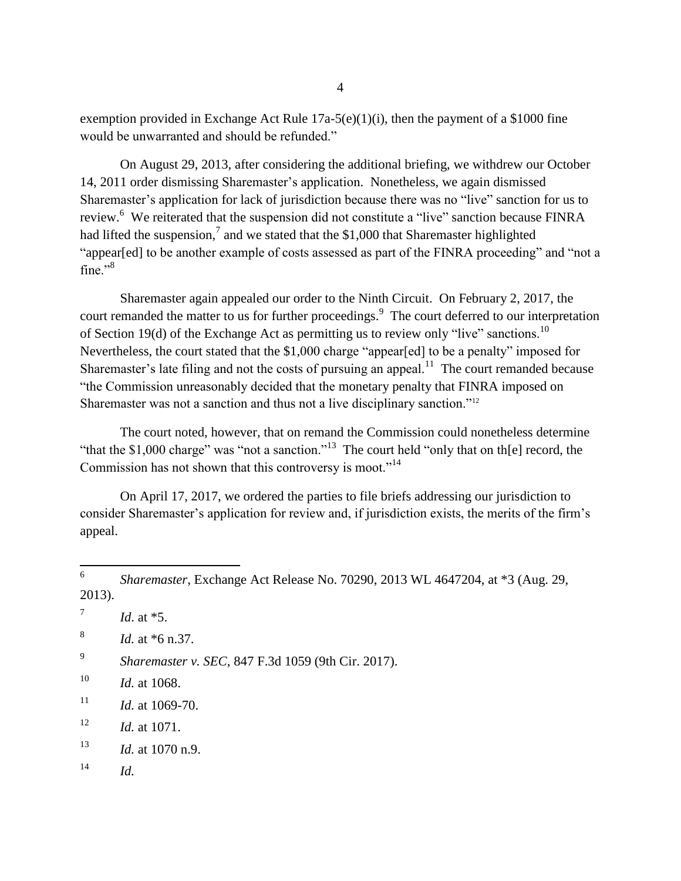exemption provided in Exchange Act Rule 17a-5(e)(1)(i), then the payment of a $1000 fine would be unwarranted and should be refunded."

On August 29, 2013, after considering the additional briefing, we withdrew our October 14, 2011 order dismissing Sharemaster's application. Nonetheless, we again dismissed Sharemaster's application for lack of jurisdiction because there was no "live" sanction for us to review.[6] We reiterated that the suspension did not constitute a "live" sanction because FINRA had lifted the suspension,[7] and we stated that the $1,000 that Sharemaster highlighted "appear[ed] to be another example of costs assessed as part of the FINRA proceeding" and "not a fine."[8]

Sharemaster again appealed our order to the Ninth Circuit. On February 2, 2017, the court remanded the matter to us for further proceedings.[9] The court deferred to our interpretation of Section 19(d) of the Exchange Act as permitting us to review only "live" sanctions.[10] Nevertheless, the court stated that the $1,000 charge "appear[ed] to be a penalty" imposed for Sharemaster's late filing and not the costs of pursuing an appeal.[11] The court remanded because "the Commission unreasonably decided that the monetary penalty that FINRA imposed on Sharemaster was not a sanction and thus not a live disciplinary sanction."[12]

The court noted, however, that on remand the Commission could nonetheless determine "that the $1,000 charge" was "not a sanction."[13] The court held "only that on th[e] record, the Commission has not shown that this controversy is moot."[14]

On April 17, 2017, we ordered the parties to file briefs addressing our jurisdiction to consider Sharemaster's application for review and, if jurisdiction exists, the merits of the firm's appeal.

---

[6] *Sharemaster*, Exchange Act Release No. 70290, 2013 WL 4647204, at *3 (Aug. 29, 2013).

[7] *Id.* at *5.

[8] *Id.* at *6 n.37.

[9] *Sharemaster v. SEC*, 847 F.3d 1059 (9th Cir. 2017).

[10] *Id.* at 1068.

[11] *Id.* at 1069-70.

[12] *Id.* at 1071.

[13] *Id.* at 1070 n.9.

[14] *Id.*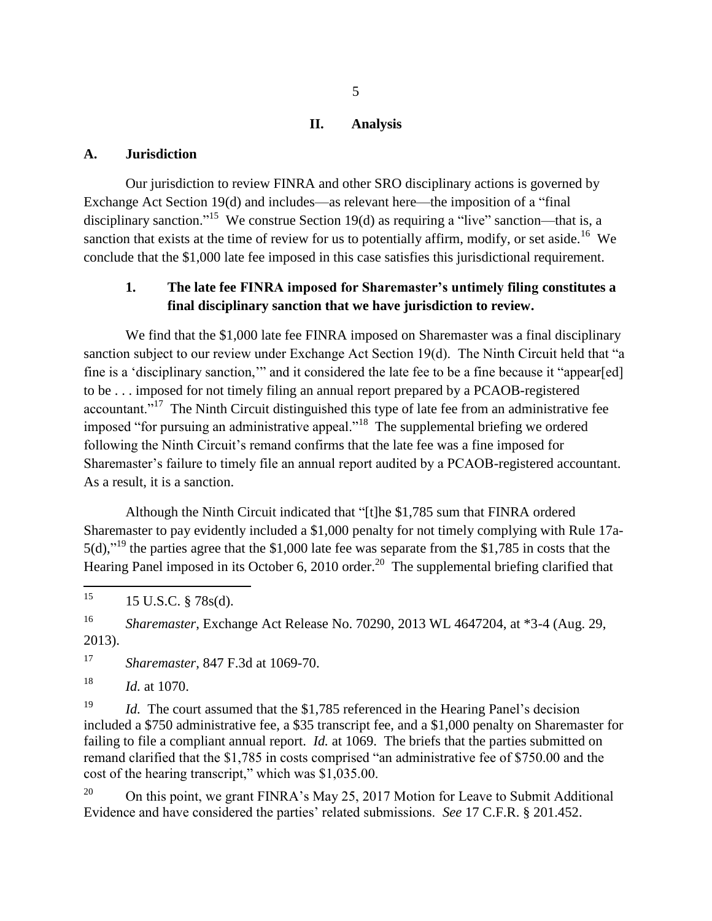## II. Analysis

### A. Jurisdiction

Our jurisdiction to review FINRA and other SRO disciplinary actions is governed by Exchange Act Section 19(d) and includes—as relevant here—the imposition of a "final disciplinary sanction."[15] We construe Section 19(d) as requiring a "live" sanction—that is, a sanction that exists at the time of review for us to potentially affirm, modify, or set aside.[16] We conclude that the $1,000 late fee imposed in this case satisfies this jurisdictional requirement.

#### 1. The late fee FINRA imposed for Sharemaster's untimely filing constitutes a final disciplinary sanction that we have jurisdiction to review.

We find that the $1,000 late fee FINRA imposed on Sharemaster was a final disciplinary sanction subject to our review under Exchange Act Section 19(d). The Ninth Circuit held that "a fine is a 'disciplinary sanction,'" and it considered the late fee to be a fine because it "appear[ed] to be . . . imposed for not timely filing an annual report prepared by a PCAOB-registered accountant."[17] The Ninth Circuit distinguished this type of late fee from an administrative fee imposed "for pursuing an administrative appeal."[18] The supplemental briefing we ordered following the Ninth Circuit's remand confirms that the late fee was a fine imposed for Sharemaster's failure to timely file an annual report audited by a PCAOB-registered accountant. As a result, it is a sanction.

Although the Ninth Circuit indicated that "[t]he $1,785 sum that FINRA ordered Sharemaster to pay evidently included a $1,000 penalty for not timely complying with Rule 17a-5(d),"[19] the parties agree that the $1,000 late fee was separate from the $1,785 in costs that the Hearing Panel imposed in its October 6, 2010 order.[20] The supplemental briefing clarified that

---

[15] 15 U.S.C. § 78s(d).

[16] *Sharemaster*, Exchange Act Release No. 70290, 2013 WL 4647204, at *3-4 (Aug. 29, 2013).

[17] *Sharemaster*, 847 F.3d at 1069-70.

[18] *Id.* at 1070.

[19] *Id.* The court assumed that the $1,785 referenced in the Hearing Panel's decision included a $750 administrative fee, a $35 transcript fee, and a $1,000 penalty on Sharemaster for failing to file a compliant annual report. *Id.* at 1069. The briefs that the parties submitted on remand clarified that the $1,785 in costs comprised "an administrative fee of $750.00 and the cost of the hearing transcript," which was $1,035.00.

[20] On this point, we grant FINRA's May 25, 2017 Motion for Leave to Submit Additional Evidence and have considered the parties' related submissions. *See* 17 C.F.R. § 201.452.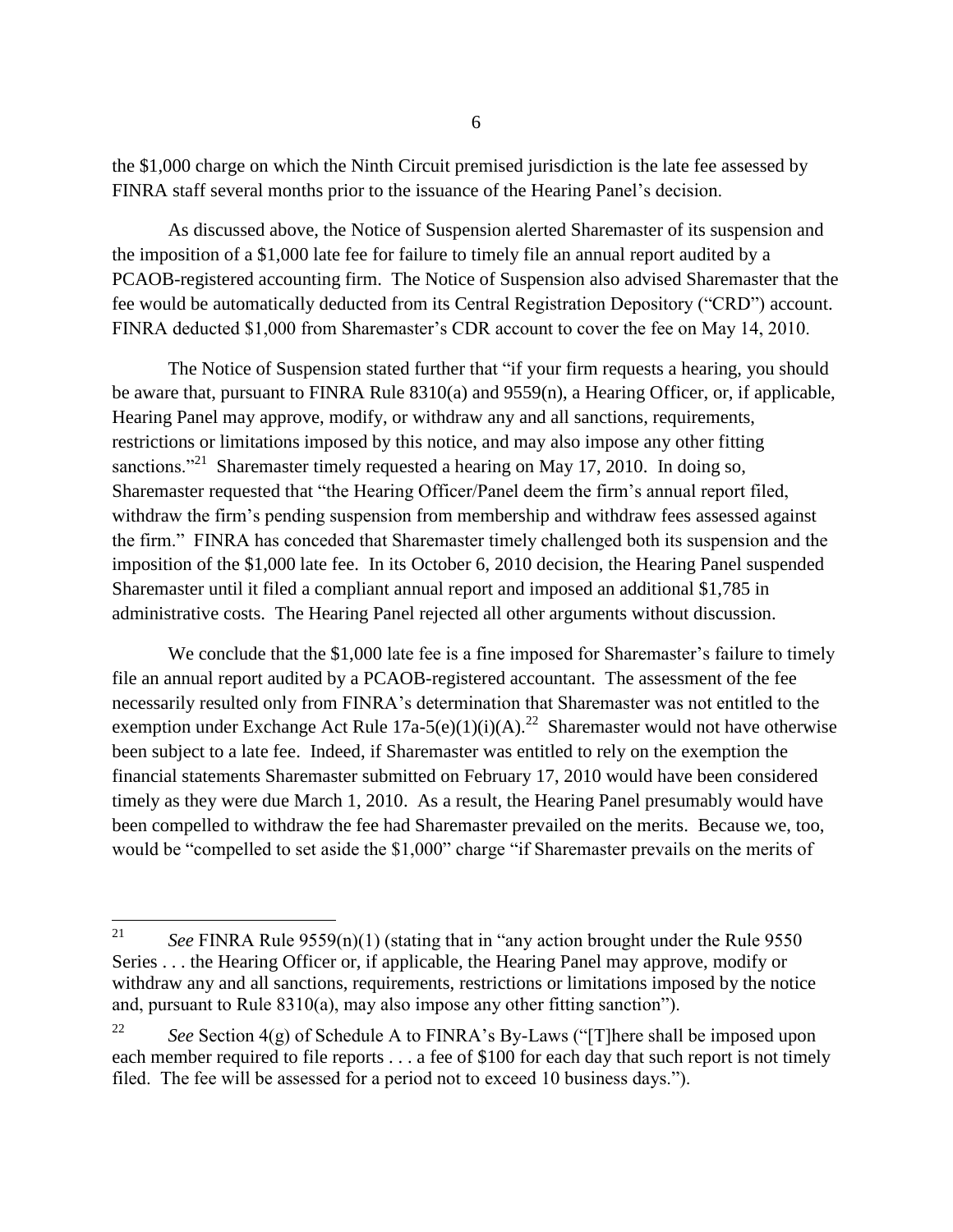the $1,000 charge on which the Ninth Circuit premised jurisdiction is the late fee assessed by FINRA staff several months prior to the issuance of the Hearing Panel's decision.

As discussed above, the Notice of Suspension alerted Sharemaster of its suspension and the imposition of a $1,000 late fee for failure to timely file an annual report audited by a PCAOB-registered accounting firm. The Notice of Suspension also advised Sharemaster that the fee would be automatically deducted from its Central Registration Depository ("CRD") account. FINRA deducted $1,000 from Sharemaster's CDR account to cover the fee on May 14, 2010.

The Notice of Suspension stated further that "if your firm requests a hearing, you should be aware that, pursuant to FINRA Rule 8310(a) and 9559(n), a Hearing Officer, or, if applicable, Hearing Panel may approve, modify, or withdraw any and all sanctions, requirements, restrictions or limitations imposed by this notice, and may also impose any other fitting sanctions."[21] Sharemaster timely requested a hearing on May 17, 2010. In doing so, Sharemaster requested that "the Hearing Officer/Panel deem the firm's annual report filed, withdraw the firm's pending suspension from membership and withdraw fees assessed against the firm." FINRA has conceded that Sharemaster timely challenged both its suspension and the imposition of the $1,000 late fee. In its October 6, 2010 decision, the Hearing Panel suspended Sharemaster until it filed a compliant annual report and imposed an additional $1,785 in administrative costs. The Hearing Panel rejected all other arguments without discussion.

We conclude that the $1,000 late fee is a fine imposed for Sharemaster's failure to timely file an annual report audited by a PCAOB-registered accountant. The assessment of the fee necessarily resulted only from FINRA's determination that Sharemaster was not entitled to the exemption under Exchange Act Rule 17a-5(e)(1)(i)(A).[22] Sharemaster would not have otherwise been subject to a late fee. Indeed, if Sharemaster was entitled to rely on the exemption the financial statements Sharemaster submitted on February 17, 2010 would have been considered timely as they were due March 1, 2010. As a result, the Hearing Panel presumably would have been compelled to withdraw the fee had Sharemaster prevailed on the merits. Because we, too, would be "compelled to set aside the $1,000" charge "if Sharemaster prevails on the merits of

---

[21] *See* FINRA Rule 9559(n)(1) (stating that in "any action brought under the Rule 9550 Series . . . the Hearing Officer or, if applicable, the Hearing Panel may approve, modify or withdraw any and all sanctions, requirements, restrictions or limitations imposed by the notice and, pursuant to Rule 8310(a), may also impose any other fitting sanction").

[22] *See* Section 4(g) of Schedule A to FINRA's By-Laws ("[T]here shall be imposed upon each member required to file reports . . . a fee of $100 for each day that such report is not timely filed. The fee will be assessed for a period not to exceed 10 business days.").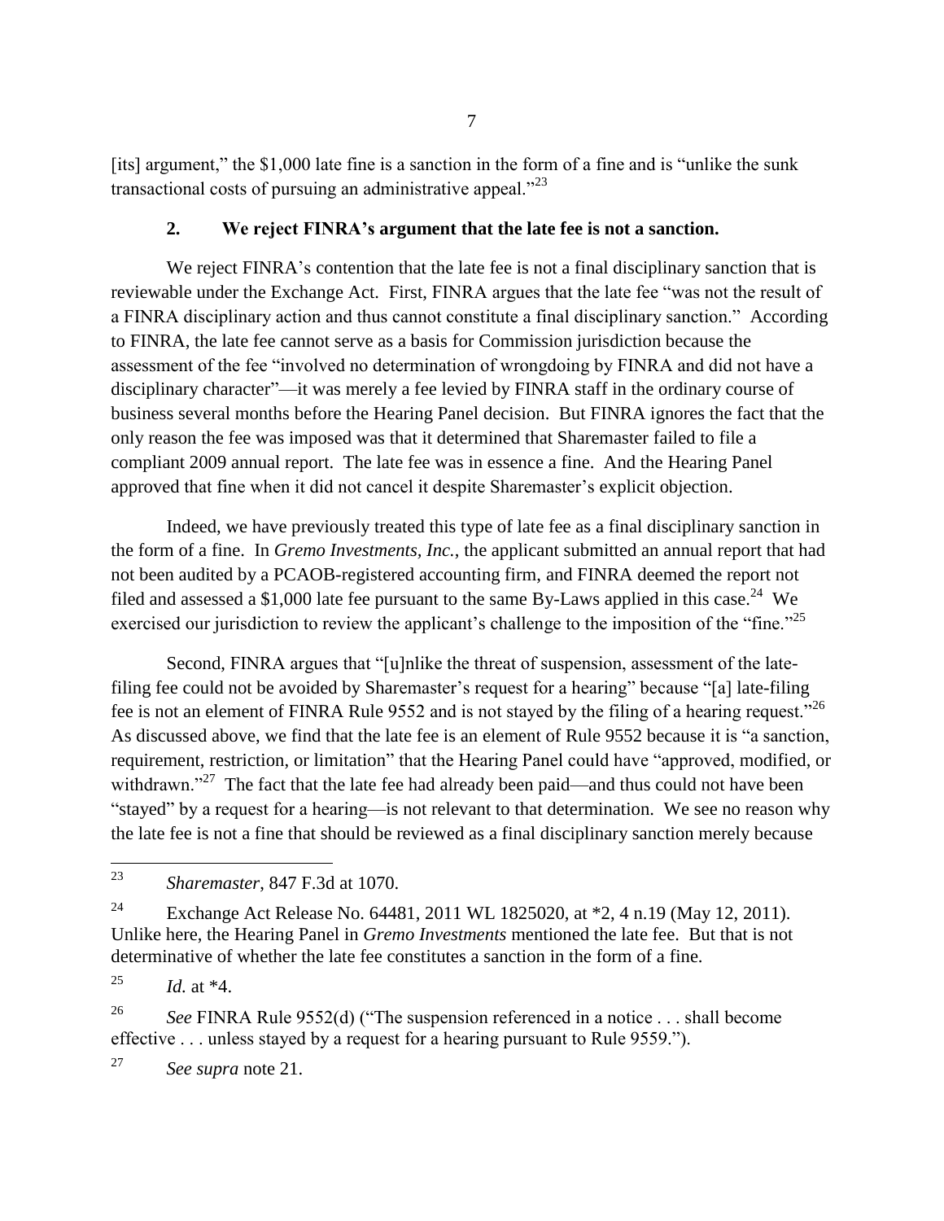[its] argument," the $1,000 late fine is a sanction in the form of a fine and is "unlike the sunk transactional costs of pursuing an administrative appeal."[23]

### 2. We reject FINRA's argument that the late fee is not a sanction.

We reject FINRA's contention that the late fee is not a final disciplinary sanction that is reviewable under the Exchange Act. First, FINRA argues that the late fee "was not the result of a FINRA disciplinary action and thus cannot constitute a final disciplinary sanction." According to FINRA, the late fee cannot serve as a basis for Commission jurisdiction because the assessment of the fee "involved no determination of wrongdoing by FINRA and did not have a disciplinary character"—it was merely a fee levied by FINRA staff in the ordinary course of business several months before the Hearing Panel decision. But FINRA ignores the fact that the only reason the fee was imposed was that it determined that Sharemaster failed to file a compliant 2009 annual report. The late fee was in essence a fine. And the Hearing Panel approved that fine when it did not cancel it despite Sharemaster's explicit objection.

Indeed, we have previously treated this type of late fee as a final disciplinary sanction in the form of a fine. In *Gremo Investments, Inc.*, the applicant submitted an annual report that had not been audited by a PCAOB-registered accounting firm, and FINRA deemed the report not filed and assessed a $1,000 late fee pursuant to the same By-Laws applied in this case.[24] We exercised our jurisdiction to review the applicant's challenge to the imposition of the "fine."[25]

Second, FINRA argues that "[u]nlike the threat of suspension, assessment of the late-filing fee could not be avoided by Sharemaster's request for a hearing" because "[a] late-filing fee is not an element of FINRA Rule 9552 and is not stayed by the filing of a hearing request."[26] As discussed above, we find that the late fee is an element of Rule 9552 because it is "a sanction, requirement, restriction, or limitation" that the Hearing Panel could have "approved, modified, or withdrawn."[27] The fact that the late fee had already been paid—and thus could not have been "stayed" by a request for a hearing—is not relevant to that determination. We see no reason why the late fee is not a fine that should be reviewed as a final disciplinary sanction merely because

---

[23] *Sharemaster*, 847 F.3d at 1070.

[24] Exchange Act Release No. 64481, 2011 WL 1825020, at *2, 4 n.19 (May 12, 2011). Unlike here, the Hearing Panel in *Gremo Investments* mentioned the late fee. But that is not determinative of whether the late fee constitutes a sanction in the form of a fine.

[25] *Id.* at *4.

[26] *See* FINRA Rule 9552(d) ("The suspension referenced in a notice . . . shall become effective . . . unless stayed by a request for a hearing pursuant to Rule 9559.").

[27] *See supra* note 21.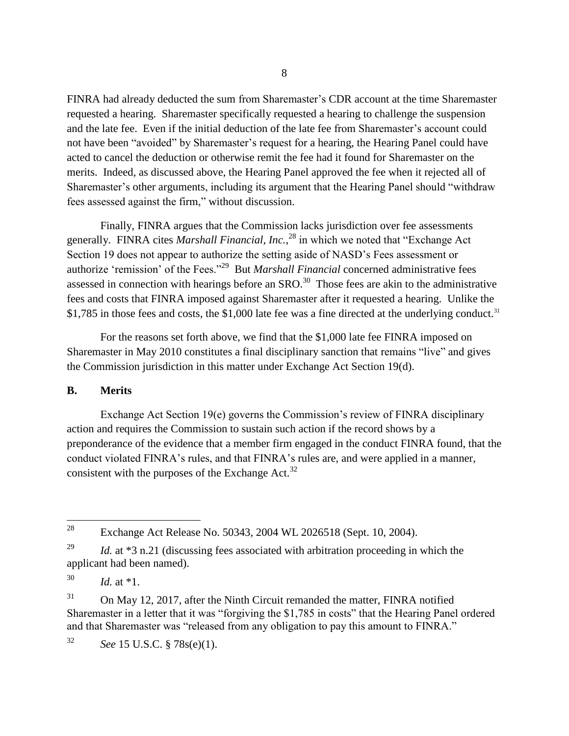FINRA had already deducted the sum from Sharemaster's CDR account at the time Sharemaster requested a hearing. Sharemaster specifically requested a hearing to challenge the suspension and the late fee. Even if the initial deduction of the late fee from Sharemaster's account could not have been "avoided" by Sharemaster's request for a hearing, the Hearing Panel could have acted to cancel the deduction or otherwise remit the fee had it found for Sharemaster on the merits. Indeed, as discussed above, the Hearing Panel approved the fee when it rejected all of Sharemaster's other arguments, including its argument that the Hearing Panel should "withdraw fees assessed against the firm," without discussion.

Finally, FINRA argues that the Commission lacks jurisdiction over fee assessments generally. FINRA cites *Marshall Financial, Inc.*,[28] in which we noted that "Exchange Act Section 19 does not appear to authorize the setting aside of NASD's Fees assessment or authorize 'remission' of the Fees."[29] But *Marshall Financial* concerned administrative fees assessed in connection with hearings before an SRO.[30] Those fees are akin to the administrative fees and costs that FINRA imposed against Sharemaster after it requested a hearing. Unlike the $1,785 in those fees and costs, the $1,000 late fee was a fine directed at the underlying conduct.[31]

For the reasons set forth above, we find that the $1,000 late fee FINRA imposed on Sharemaster in May 2010 constitutes a final disciplinary sanction that remains "live" and gives the Commission jurisdiction in this matter under Exchange Act Section 19(d).

## B. Merits

Exchange Act Section 19(e) governs the Commission's review of FINRA disciplinary action and requires the Commission to sustain such action if the record shows by a preponderance of the evidence that a member firm engaged in the conduct FINRA found, that the conduct violated FINRA's rules, and that FINRA's rules are, and were applied in a manner, consistent with the purposes of the Exchange Act.[32]

---

[28] Exchange Act Release No. 50343, 2004 WL 2026518 (Sept. 10, 2004).

[29] *Id.* at *3 n.21 (discussing fees associated with arbitration proceeding in which the applicant had been named).

[30] *Id.* at *1.

[31] On May 12, 2017, after the Ninth Circuit remanded the matter, FINRA notified Sharemaster in a letter that it was "forgiving the $1,785 in costs" that the Hearing Panel ordered and that Sharemaster was "released from any obligation to pay this amount to FINRA."

[32] *See* 15 U.S.C. § 78s(e)(1).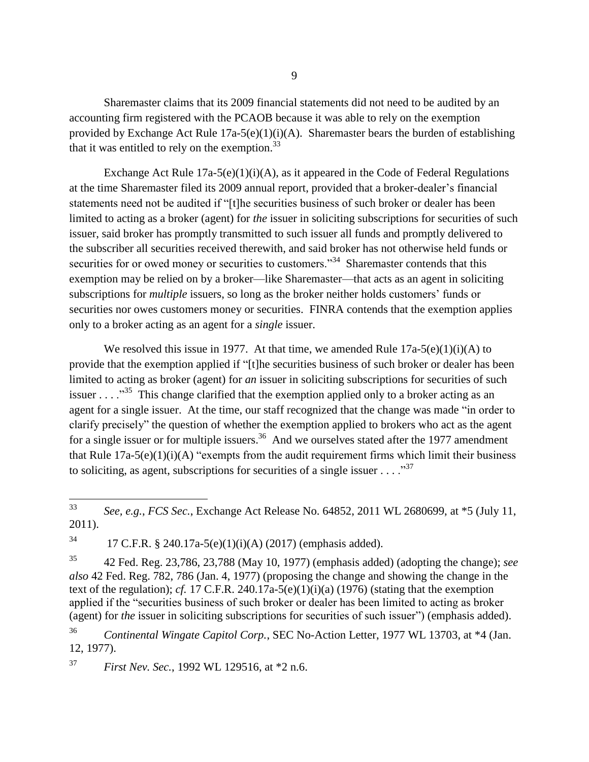Sharemaster claims that its 2009 financial statements did not need to be audited by an accounting firm registered with the PCAOB because it was able to rely on the exemption provided by Exchange Act Rule 17a-5(e)(1)(i)(A). Sharemaster bears the burden of establishing that it was entitled to rely on the exemption.[33]

Exchange Act Rule 17a-5(e)(1)(i)(A), as it appeared in the Code of Federal Regulations at the time Sharemaster filed its 2009 annual report, provided that a broker-dealer's financial statements need not be audited if "[t]he securities business of such broker or dealer has been limited to acting as a broker (agent) for *the* issuer in soliciting subscriptions for securities of such issuer, said broker has promptly transmitted to such issuer all funds and promptly delivered to the subscriber all securities received therewith, and said broker has not otherwise held funds or securities for or owed money or securities to customers."[34] Sharemaster contends that this exemption may be relied on by a broker—like Sharemaster—that acts as an agent in soliciting subscriptions for *multiple* issuers, so long as the broker neither holds customers' funds or securities nor owes customers money or securities. FINRA contends that the exemption applies only to a broker acting as an agent for a *single* issuer.

We resolved this issue in 1977. At that time, we amended Rule 17a-5(e)(1)(i)(A) to provide that the exemption applied if "[t]he securities business of such broker or dealer has been limited to acting as broker (agent) for *an* issuer in soliciting subscriptions for securities of such issuer . . . ."[35] This change clarified that the exemption applied only to a broker acting as an agent for a single issuer. At the time, our staff recognized that the change was made "in order to clarify precisely" the question of whether the exemption applied to brokers who act as the agent for a single issuer or for multiple issuers.[36] And we ourselves stated after the 1977 amendment that Rule 17a-5(e)(1)(i)(A) "exempts from the audit requirement firms which limit their business to soliciting, as agent, subscriptions for securities of a single issuer . . . ."[37]

---

[33] *See, e.g.*, *FCS Sec.*, Exchange Act Release No. 64852, 2011 WL 2680699, at *5 (July 11, 2011).

[34] 17 C.F.R. § 240.17a-5(e)(1)(i)(A) (2017) (emphasis added).

[35] 42 Fed. Reg. 23,786, 23,788 (May 10, 1977) (emphasis added) (adopting the change); *see also* 42 Fed. Reg. 782, 786 (Jan. 4, 1977) (proposing the change and showing the change in the text of the regulation); *cf.* 17 C.F.R. 240.17a-5(e)(1)(i)(a) (1976) (stating that the exemption applied if the "securities business of such broker or dealer has been limited to acting as broker (agent) for *the* issuer in soliciting subscriptions for securities of such issuer") (emphasis added).

[36] *Continental Wingate Capitol Corp.*, SEC No-Action Letter, 1977 WL 13703, at *4 (Jan. 12, 1977).

[37] *First Nev. Sec.*, 1992 WL 129516, at *2 n.6.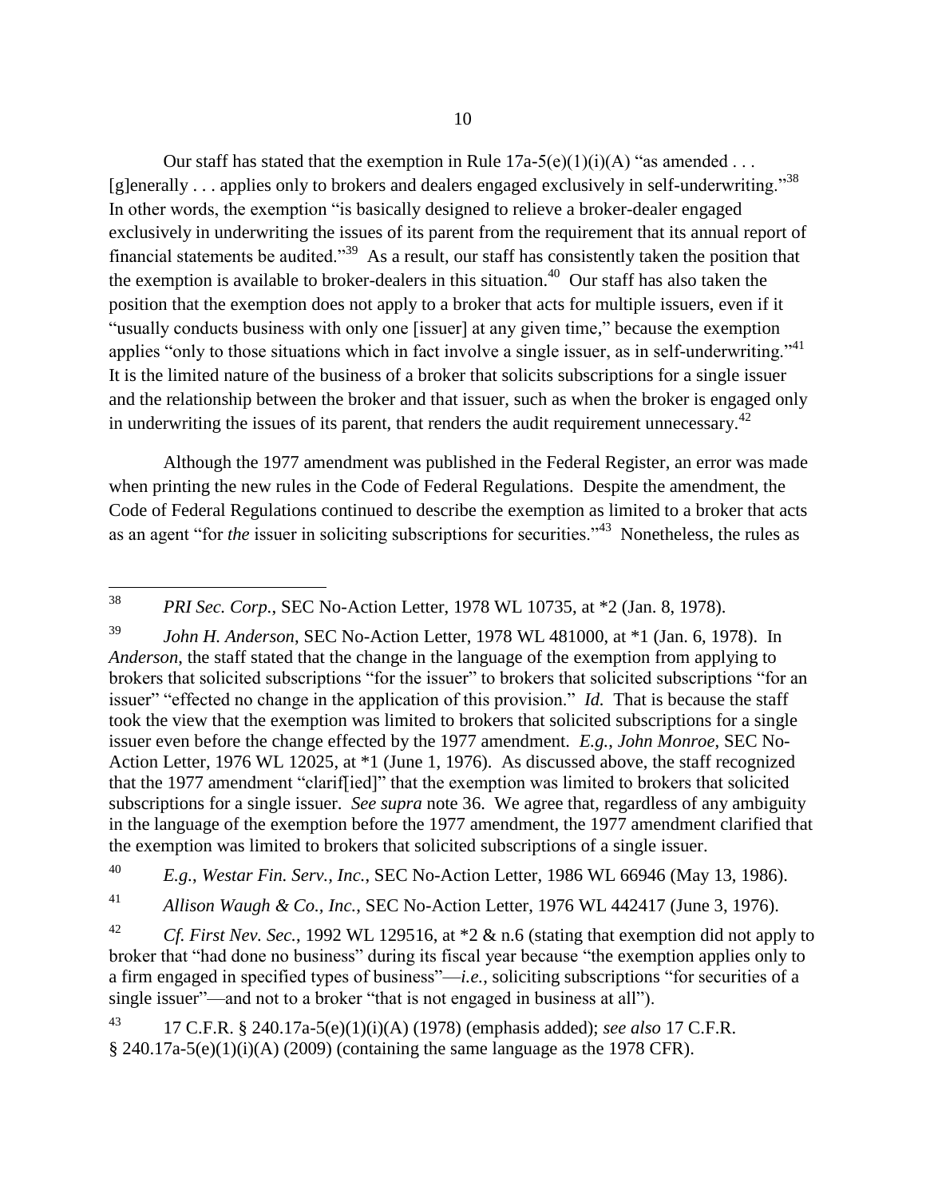Our staff has stated that the exemption in Rule 17a-5(e)(1)(i)(A) "as amended . . . [g]enerally . . . applies only to brokers and dealers engaged exclusively in self-underwriting."[38] In other words, the exemption "is basically designed to relieve a broker-dealer engaged exclusively in underwriting the issues of its parent from the requirement that its annual report of financial statements be audited."[39] As a result, our staff has consistently taken the position that the exemption is available to broker-dealers in this situation.[40] Our staff has also taken the position that the exemption does not apply to a broker that acts for multiple issuers, even if it "usually conducts business with only one [issuer] at any given time," because the exemption applies "only to those situations which in fact involve a single issuer, as in self-underwriting."[41] It is the limited nature of the business of a broker that solicits subscriptions for a single issuer and the relationship between the broker and that issuer, such as when the broker is engaged only in underwriting the issues of its parent, that renders the audit requirement unnecessary.[42]

Although the 1977 amendment was published in the Federal Register, an error was made when printing the new rules in the Code of Federal Regulations. Despite the amendment, the Code of Federal Regulations continued to describe the exemption as limited to a broker that acts as an agent "for *the* issuer in soliciting subscriptions for securities."[43] Nonetheless, the rules as

---

[38] *PRI Sec. Corp.*, SEC No-Action Letter, 1978 WL 10735, at *2 (Jan. 8, 1978).

[39] *John H. Anderson*, SEC No-Action Letter, 1978 WL 481000, at *1 (Jan. 6, 1978). In *Anderson*, the staff stated that the change in the language of the exemption from applying to brokers that solicited subscriptions "for the issuer" to brokers that solicited subscriptions "for an issuer" "effected no change in the application of this provision." *Id.* That is because the staff took the view that the exemption was limited to brokers that solicited subscriptions for a single issuer even before the change effected by the 1977 amendment. *E.g.*, *John Monroe*, SEC No-Action Letter, 1976 WL 12025, at *1 (June 1, 1976). As discussed above, the staff recognized that the 1977 amendment "clarif[ied]" that the exemption was limited to brokers that solicited subscriptions for a single issuer. *See supra* note 36. We agree that, regardless of any ambiguity in the language of the exemption before the 1977 amendment, the 1977 amendment clarified that the exemption was limited to brokers that solicited subscriptions of a single issuer.

[40] *E.g.*, *Westar Fin. Serv., Inc.*, SEC No-Action Letter, 1986 WL 66946 (May 13, 1986).

[41] *Allison Waugh & Co., Inc.*, SEC No-Action Letter, 1976 WL 442417 (June 3, 1976).

[42] *Cf. First Nev. Sec.*, 1992 WL 129516, at *2 & n.6 (stating that exemption did not apply to broker that "had done no business" during its fiscal year because "the exemption applies only to a firm engaged in specified types of business"—*i.e.*, soliciting subscriptions "for securities of a single issuer"—and not to a broker "that is not engaged in business at all").

[43] 17 C.F.R. § 240.17a-5(e)(1)(i)(A) (1978) (emphasis added); *see also* 17 C.F.R. § 240.17a-5(e)(1)(i)(A) (2009) (containing the same language as the 1978 CFR).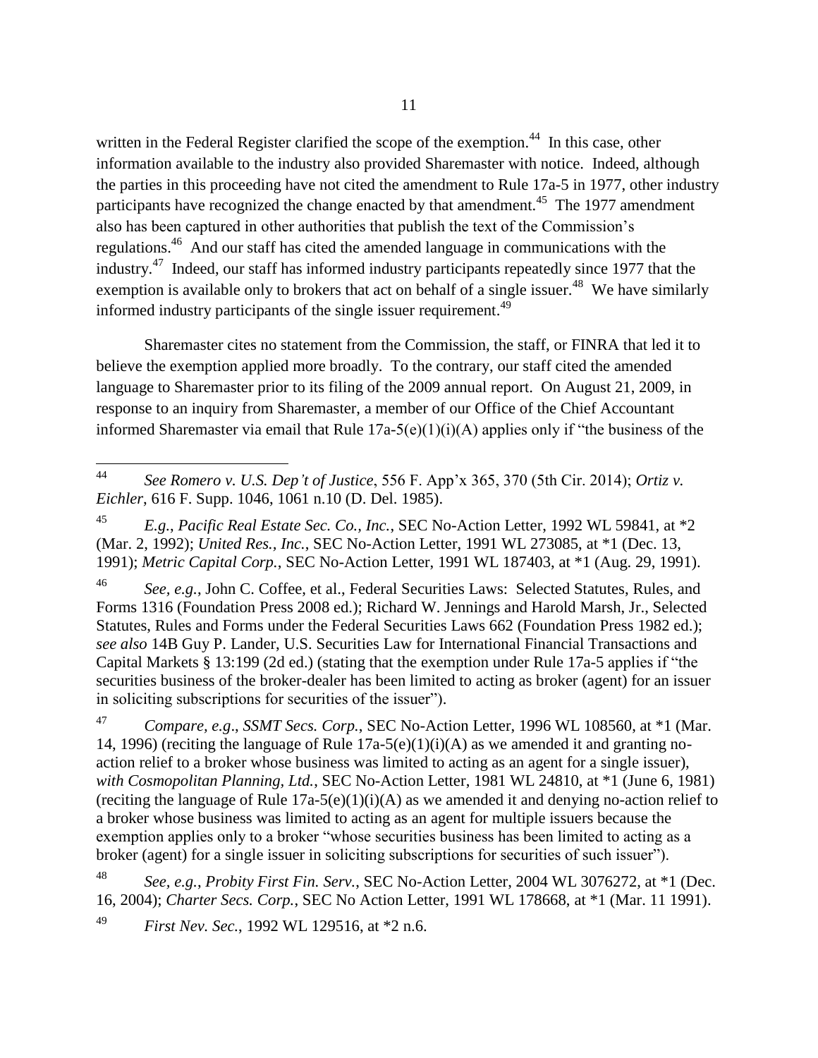written in the Federal Register clarified the scope of the exemption.[44] In this case, other information available to the industry also provided Sharemaster with notice. Indeed, although the parties in this proceeding have not cited the amendment to Rule 17a-5 in 1977, other industry participants have recognized the change enacted by that amendment.[45] The 1977 amendment also has been captured in other authorities that publish the text of the Commission's regulations.[46] And our staff has cited the amended language in communications with the industry.[47] Indeed, our staff has informed industry participants repeatedly since 1977 that the exemption is available only to brokers that act on behalf of a single issuer.[48] We have similarly informed industry participants of the single issuer requirement.[49]

Sharemaster cites no statement from the Commission, the staff, or FINRA that led it to believe the exemption applied more broadly. To the contrary, our staff cited the amended language to Sharemaster prior to its filing of the 2009 annual report. On August 21, 2009, in response to an inquiry from Sharemaster, a member of our Office of the Chief Accountant informed Sharemaster via email that Rule 17a-5(e)(1)(i)(A) applies only if "the business of the

---

[44] *See Romero v. U.S. Dep't of Justice*, 556 F. App'x 365, 370 (5th Cir. 2014); *Ortiz v. Eichler*, 616 F. Supp. 1046, 1061 n.10 (D. Del. 1985).

[45] *E.g.*, *Pacific Real Estate Sec. Co., Inc.*, SEC No-Action Letter, 1992 WL 59841, at *2 (Mar. 2, 1992); *United Res., Inc.*, SEC No-Action Letter, 1991 WL 273085, at *1 (Dec. 13, 1991); *Metric Capital Corp.*, SEC No-Action Letter, 1991 WL 187403, at *1 (Aug. 29, 1991).

[46] *See, e.g.*, John C. Coffee, et al., Federal Securities Laws: Selected Statutes, Rules, and Forms 1316 (Foundation Press 2008 ed.); Richard W. Jennings and Harold Marsh, Jr., Selected Statutes, Rules and Forms under the Federal Securities Laws 662 (Foundation Press 1982 ed.); *see also* 14B Guy P. Lander, U.S. Securities Law for International Financial Transactions and Capital Markets § 13:199 (2d ed.) (stating that the exemption under Rule 17a-5 applies if "the securities business of the broker-dealer has been limited to acting as broker (agent) for an issuer in soliciting subscriptions for securities of the issuer").

[47] *Compare, e.g.*, *SSMT Secs. Corp.*, SEC No-Action Letter, 1996 WL 108560, at *1 (Mar. 14, 1996) (reciting the language of Rule 17a-5(e)(1)(i)(A) as we amended it and granting no-action relief to a broker whose business was limited to acting as an agent for a single issuer), *with Cosmopolitan Planning, Ltd.*, SEC No-Action Letter, 1981 WL 24810, at *1 (June 6, 1981) (reciting the language of Rule 17a-5(e)(1)(i)(A) as we amended it and denying no-action relief to a broker whose business was limited to acting as an agent for multiple issuers because the exemption applies only to a broker "whose securities business has been limited to acting as a broker (agent) for a single issuer in soliciting subscriptions for securities of such issuer").

[48] *See, e.g.*, *Probity First Fin. Serv.*, SEC No-Action Letter, 2004 WL 3076272, at *1 (Dec. 16, 2004); *Charter Secs. Corp.*, SEC No Action Letter, 1991 WL 178668, at *1 (Mar. 11 1991).

[49] *First Nev. Sec.*, 1992 WL 129516, at *2 n.6.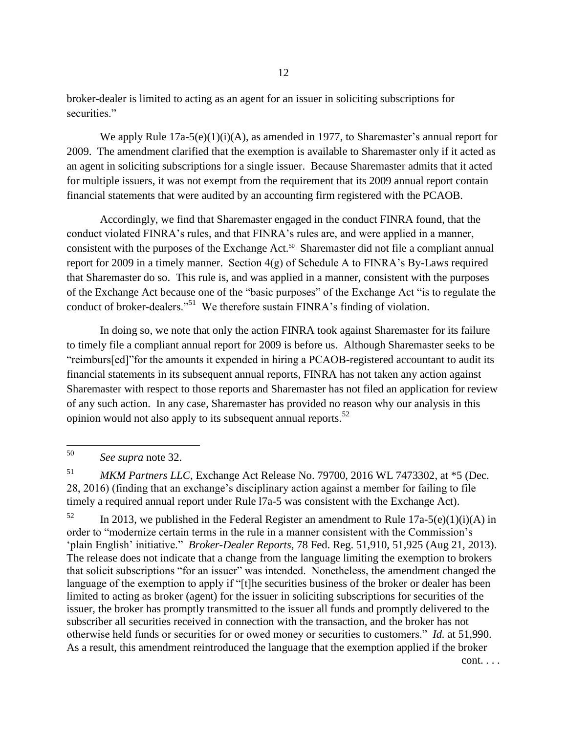broker-dealer is limited to acting as an agent for an issuer in soliciting subscriptions for securities."

We apply Rule 17a-5(e)(1)(i)(A), as amended in 1977, to Sharemaster's annual report for 2009. The amendment clarified that the exemption is available to Sharemaster only if it acted as an agent in soliciting subscriptions for a single issuer. Because Sharemaster admits that it acted for multiple issuers, it was not exempt from the requirement that its 2009 annual report contain financial statements that were audited by an accounting firm registered with the PCAOB.

Accordingly, we find that Sharemaster engaged in the conduct FINRA found, that the conduct violated FINRA's rules, and that FINRA's rules are, and were applied in a manner, consistent with the purposes of the Exchange Act.[50] Sharemaster did not file a compliant annual report for 2009 in a timely manner. Section 4(g) of Schedule A to FINRA's By-Laws required that Sharemaster do so. This rule is, and was applied in a manner, consistent with the purposes of the Exchange Act because one of the "basic purposes" of the Exchange Act "is to regulate the conduct of broker-dealers."[51] We therefore sustain FINRA's finding of violation.

In doing so, we note that only the action FINRA took against Sharemaster for its failure to timely file a compliant annual report for 2009 is before us. Although Sharemaster seeks to be "reimburs[ed]"for the amounts it expended in hiring a PCAOB-registered accountant to audit its financial statements in its subsequent annual reports, FINRA has not taken any action against Sharemaster with respect to those reports and Sharemaster has not filed an application for review of any such action. In any case, Sharemaster has provided no reason why our analysis in this opinion would not also apply to its subsequent annual reports.[52]

---

[50] *See supra* note 32.

[51] *MKM Partners LLC*, Exchange Act Release No. 79700, 2016 WL 7473302, at *5 (Dec. 28, 2016) (finding that an exchange's disciplinary action against a member for failing to file timely a required annual report under Rule l7a-5 was consistent with the Exchange Act).

[52] In 2013, we published in the Federal Register an amendment to Rule 17a-5(e)(1)(i)(A) in order to "modernize certain terms in the rule in a manner consistent with the Commission's 'plain English' initiative." *Broker-Dealer Reports*, 78 Fed. Reg. 51,910, 51,925 (Aug 21, 2013). The release does not indicate that a change from the language limiting the exemption to brokers that solicit subscriptions "for an issuer" was intended. Nonetheless, the amendment changed the language of the exemption to apply if "[t]he securities business of the broker or dealer has been limited to acting as broker (agent) for the issuer in soliciting subscriptions for securities of the issuer, the broker has promptly transmitted to the issuer all funds and promptly delivered to the subscriber all securities received in connection with the transaction, and the broker has not otherwise held funds or securities for or owed money or securities to customers." *Id.* at 51,990. As a result, this amendment reintroduced the language that the exemption applied if the broker

cont. . . .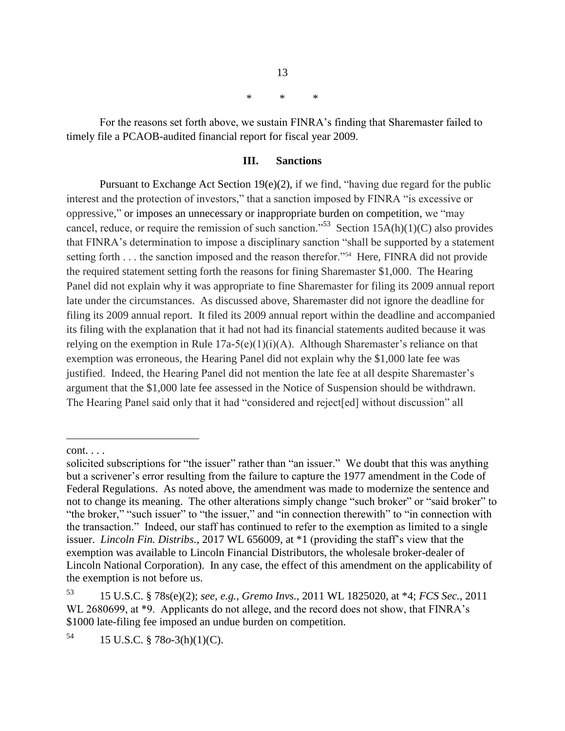\*     \*     \*

For the reasons set forth above, we sustain FINRA's finding that Sharemaster failed to timely file a PCAOB-audited financial report for fiscal year 2009.

## III. Sanctions

Pursuant to Exchange Act Section 19(e)(2), if we find, "having due regard for the public interest and the protection of investors," that a sanction imposed by FINRA "is excessive or oppressive," or imposes an unnecessary or inappropriate burden on competition, we "may cancel, reduce, or require the remission of such sanction."[53] Section 15A(h)(1)(C) also provides that FINRA's determination to impose a disciplinary sanction "shall be supported by a statement setting forth . . . the sanction imposed and the reason therefor."[54] Here, FINRA did not provide the required statement setting forth the reasons for fining Sharemaster $1,000. The Hearing Panel did not explain why it was appropriate to fine Sharemaster for filing its 2009 annual report late under the circumstances. As discussed above, Sharemaster did not ignore the deadline for filing its 2009 annual report. It filed its 2009 annual report within the deadline and accompanied its filing with the explanation that it had not had its financial statements audited because it was relying on the exemption in Rule 17a-5(e)(1)(i)(A). Although Sharemaster's reliance on that exemption was erroneous, the Hearing Panel did not explain why the $1,000 late fee was justified. Indeed, the Hearing Panel did not mention the late fee at all despite Sharemaster's argument that the $1,000 late fee assessed in the Notice of Suspension should be withdrawn. The Hearing Panel said only that it had "considered and reject[ed] without discussion" all

---

cont. . . .

solicited subscriptions for "the issuer" rather than "an issuer." We doubt that this was anything but a scrivener's error resulting from the failure to capture the 1977 amendment in the Code of Federal Regulations. As noted above, the amendment was made to modernize the sentence and not to change its meaning. The other alterations simply change "such broker" or "said broker" to "the broker," "such issuer" to "the issuer," and "in connection therewith" to "in connection with the transaction." Indeed, our staff has continued to refer to the exemption as limited to a single issuer. *Lincoln Fin. Distribs.*, 2017 WL 656009, at \*1 (providing the staff's view that the exemption was available to Lincoln Financial Distributors, the wholesale broker-dealer of Lincoln National Corporation). In any case, the effect of this amendment on the applicability of the exemption is not before us.

[53] 15 U.S.C. § 78s(e)(2); *see, e.g.*, *Gremo Invs.*, 2011 WL 1825020, at \*4; *FCS Sec.*, 2011 WL 2680699, at \*9. Applicants do not allege, and the record does not show, that FINRA's $1000 late-filing fee imposed an undue burden on competition.

[54] 15 U.S.C. § 78*o*-3(h)(1)(C).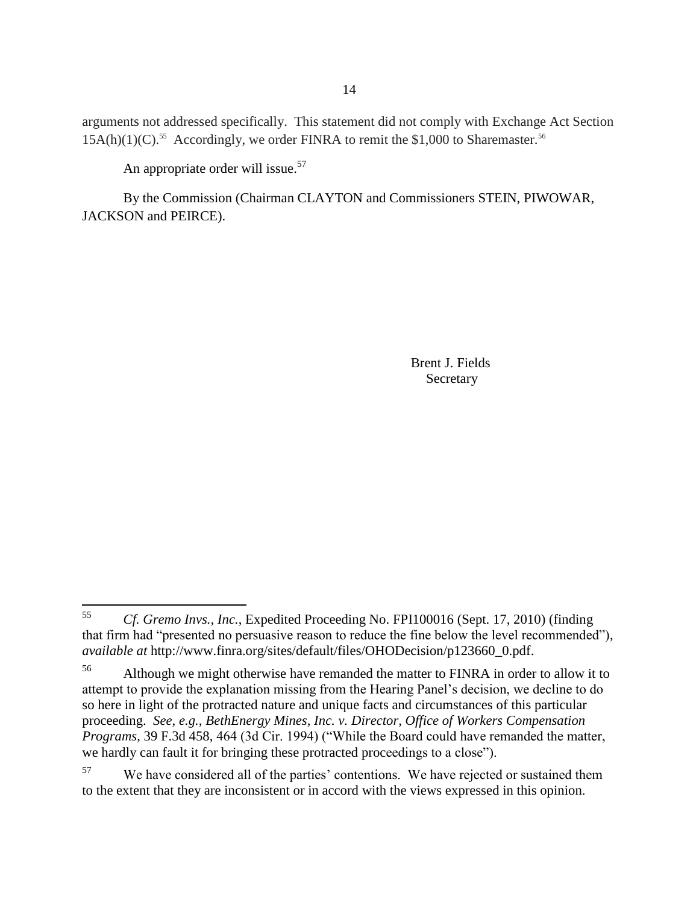arguments not addressed specifically. This statement did not comply with Exchange Act Section 15A(h)(1)(C).[55] Accordingly, we order FINRA to remit the $1,000 to Sharemaster.[56]

An appropriate order will issue.[57]

By the Commission (Chairman CLAYTON and Commissioners STEIN, PIWOWAR, JACKSON and PEIRCE).

Brent J. Fields
Secretary

---

[55] *Cf. Gremo Invs., Inc.*, Expedited Proceeding No. FPI100016 (Sept. 17, 2010) (finding that firm had "presented no persuasive reason to reduce the fine below the level recommended"), *available at* http://www.finra.org/sites/default/files/OHODecision/p123660_0.pdf.

[56] Although we might otherwise have remanded the matter to FINRA in order to allow it to attempt to provide the explanation missing from the Hearing Panel's decision, we decline to do so here in light of the protracted nature and unique facts and circumstances of this particular proceeding. *See, e.g.*, *BethEnergy Mines, Inc. v. Director, Office of Workers Compensation Programs*, 39 F.3d 458, 464 (3d Cir. 1994) ("While the Board could have remanded the matter, we hardly can fault it for bringing these protracted proceedings to a close").

[57] We have considered all of the parties' contentions. We have rejected or sustained them to the extent that they are inconsistent or in accord with the views expressed in this opinion.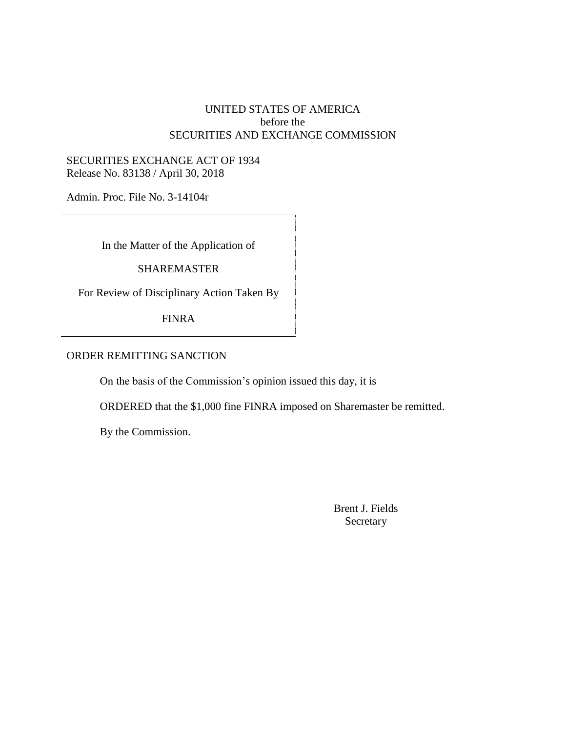UNITED STATES OF AMERICA
before the
SECURITIES AND EXCHANGE COMMISSION

SECURITIES EXCHANGE ACT OF 1934
Release No. 83138 / April 30, 2018

Admin. Proc. File No. 3-14104r

In the Matter of the Application of

SHAREMASTER

For Review of Disciplinary Action Taken By

FINRA

ORDER REMITTING SANCTION

On the basis of the Commission's opinion issued this day, it is

ORDERED that the $1,000 fine FINRA imposed on Sharemaster be remitted.

By the Commission.

Brent J. Fields
Secretary